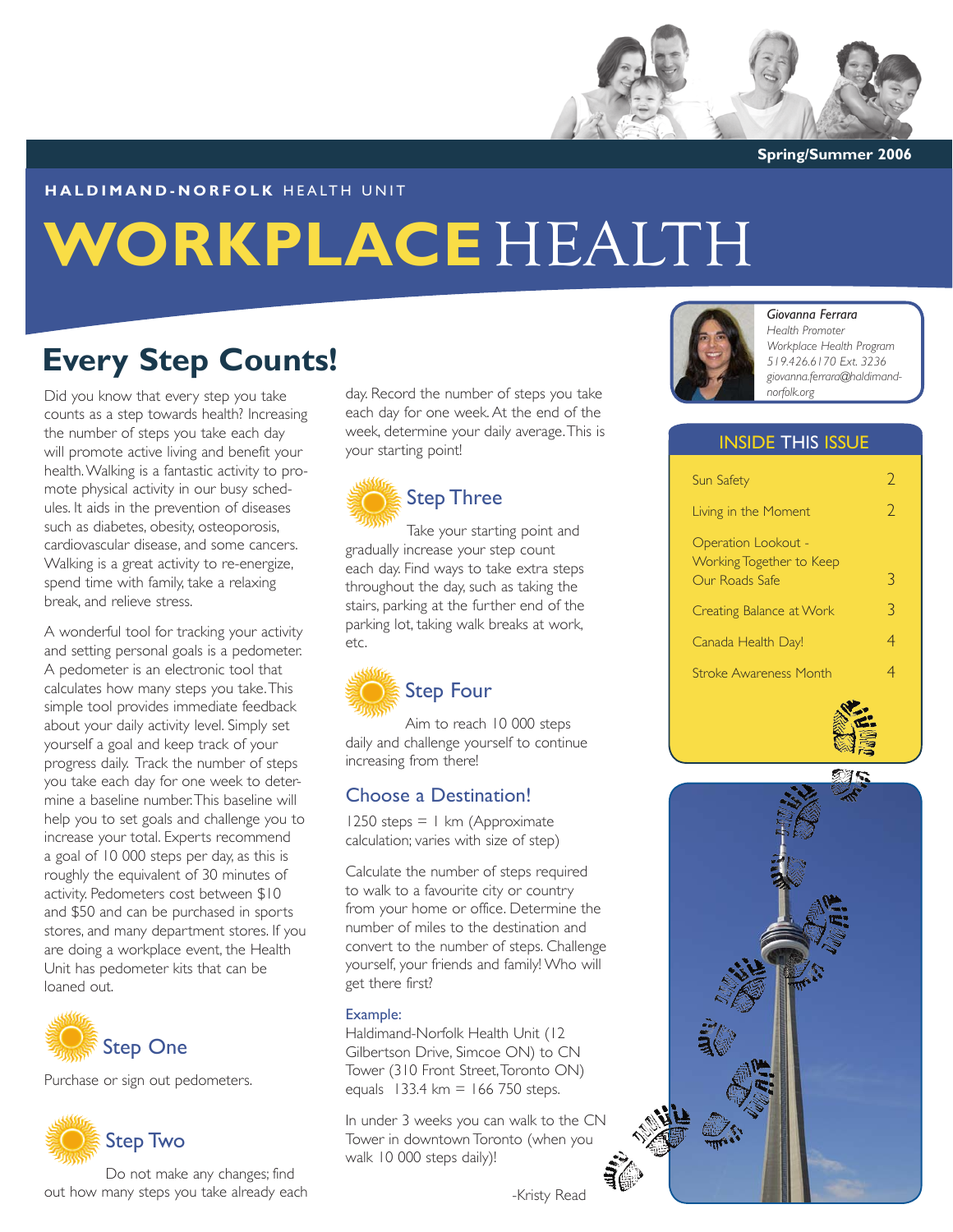Spring/Summer 2006

**HALDIMAND-NORFOLK** HEALTH UNIT

# WORKPLACE HEALTH

*Giovanna Ferrara*
*Health Promoter*
*Workplace Health Program*
*519.426.6170 Ext. 3236*
*giovanna.ferrara@haldimand-norfolk.org*

## INSIDE THIS ISSUE

| | |
|---|---|
| Sun Safety | 2 |
| Living in the Moment | 2 |
| Operation Lookout - Working Together to Keep Our Roads Safe | 3 |
| Creating Balance at Work | 3 |
| Canada Health Day! | 4 |
| Stroke Awareness Month | 4 |

## Every Step Counts!

Did you know that every step you take counts as a step towards health? Increasing the number of steps you take each day will promote active living and benefit your health. Walking is a fantastic activity to promote physical activity in our busy schedules. It aids in the prevention of diseases such as diabetes, obesity, osteoporosis, cardiovascular disease, and some cancers. Walking is a great activity to re-energize, spend time with family, take a relaxing break, and relieve stress.

A wonderful tool for tracking your activity and setting personal goals is a pedometer. A pedometer is an electronic tool that calculates how many steps you take. This simple tool provides immediate feedback about your daily activity level. Simply set yourself a goal and keep track of your progress daily. Track the number of steps you take each day for one week to determine a baseline number. This baseline will help you to set goals and challenge you to increase your total. Experts recommend a goal of 10 000 steps per day, as this is roughly the equivalent of 30 minutes of activity. Pedometers cost between $10 and $50 and can be purchased in sports stores, and many department stores. If you are doing a workplace event, the Health Unit has pedometer kits that can be loaned out.

### Step One

Purchase or sign out pedometers.

### Step Two

Do not make any changes; find out how many steps you take already each day. Record the number of steps you take each day for one week. At the end of the week, determine your daily average. This is your starting point!

### Step Three

Take your starting point and gradually increase your step count each day. Find ways to take extra steps throughout the day, such as taking the stairs, parking at the further end of the parking lot, taking walk breaks at work, etc.

### Step Four

Aim to reach 10 000 steps daily and challenge yourself to continue increasing from there!

### Choose a Destination!

1250 steps = 1 km (Approximate calculation; varies with size of step)

Calculate the number of steps required to walk to a favourite city or country from your home or office. Determine the number of miles to the destination and convert to the number of steps. Challenge yourself, your friends and family! Who will get there first?

**Example:**
Haldimand-Norfolk Health Unit (12 Gilbertson Drive, Simcoe ON) to CN Tower (310 Front Street, Toronto ON) equals 133.4 km = 166 750 steps.

In under 3 weeks you can walk to the CN Tower in downtown Toronto (when you walk 10 000 steps daily)!

-Kristy Read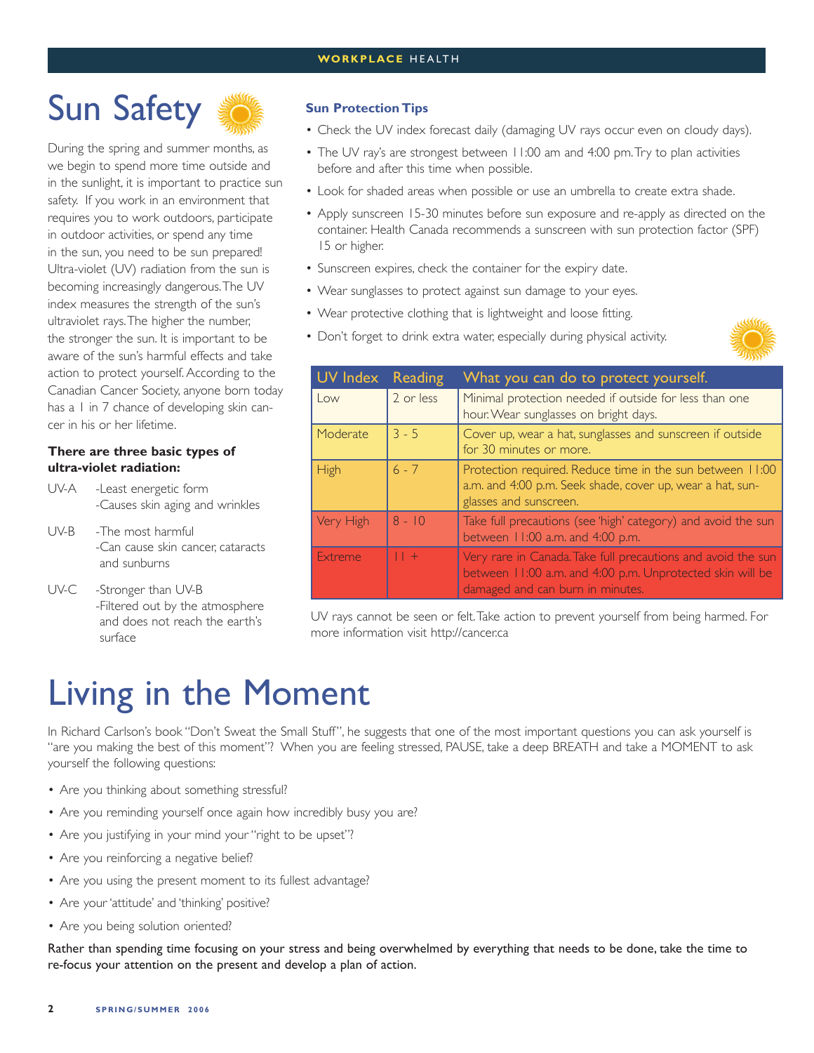# Sun Safety

During the spring and summer months, as we begin to spend more time outside and in the sunlight, it is important to practice sun safety. If you work in an environment that requires you to work outdoors, participate in outdoor activities, or spend any time in the sun, you need to be sun prepared! Ultra-violet (UV) radiation from the sun is becoming increasingly dangerous. The UV index measures the strength of the sun's ultraviolet rays. The higher the number, the stronger the sun. It is important to be aware of the sun's harmful effects and take action to protect yourself. According to the Canadian Cancer Society, anyone born today has a 1 in 7 chance of developing skin cancer in his or her lifetime.

**There are three basic types of ultra-violet radiation:**

UV-A -Least energetic form
-Causes skin aging and wrinkles

UV-B -The most harmful
-Can cause skin cancer, cataracts and sunburns

UV-C -Stronger than UV-B
-Filtered out by the atmosphere and does not reach the earth's surface

### Sun Protection Tips

- Check the UV index forecast daily (damaging UV rays occur even on cloudy days).
- The UV ray's are strongest between 11:00 am and 4:00 pm. Try to plan activities before and after this time when possible.
- Look for shaded areas when possible or use an umbrella to create extra shade.
- Apply sunscreen 15-30 minutes before sun exposure and re-apply as directed on the container. Health Canada recommends a sunscreen with sun protection factor (SPF) 15 or higher.
- Sunscreen expires, check the container for the expiry date.
- Wear sunglasses to protect against sun damage to your eyes.
- Wear protective clothing that is lightweight and loose fitting.
- Don't forget to drink extra water, especially during physical activity.

| UV Index | Reading | What you can do to protect yourself. |
|---|---|---|
| Low | 2 or less | Minimal protection needed if outside for less than one hour. Wear sunglasses on bright days. |
| Moderate | 3 - 5 | Cover up, wear a hat, sunglasses and sunscreen if outside for 30 minutes or more. |
| High | 6 - 7 | Protection required. Reduce time in the sun between 11:00 a.m. and 4:00 p.m. Seek shade, cover up, wear a hat, sunglasses and sunscreen. |
| Very High | 8 - 10 | Take full precautions (see 'high' category) and avoid the sun between 11:00 a.m. and 4:00 p.m. |
| Extreme | 11 + | Very rare in Canada. Take full precautions and avoid the sun between 11:00 a.m. and 4:00 p.m. Unprotected skin will be damaged and can burn in minutes. |

UV rays cannot be seen or felt. Take action to prevent yourself from being harmed. For more information visit http://cancer.ca

# Living in the Moment

In Richard Carlson's book "Don't Sweat the Small Stuff", he suggests that one of the most important questions you can ask yourself is "are you making the best of this moment"? When you are feeling stressed, PAUSE, take a deep BREATH and take a MOMENT to ask yourself the following questions:

- Are you thinking about something stressful?
- Are you reminding yourself once again how incredibly busy you are?
- Are you justifying in your mind your "right to be upset"?
- Are you reinforcing a negative belief?
- Are you using the present moment to its fullest advantage?
- Are your 'attitude' and 'thinking' positive?
- Are you being solution oriented?

Rather than spending time focusing on your stress and being overwhelmed by everything that needs to be done, take the time to re-focus your attention on the present and develop a plan of action.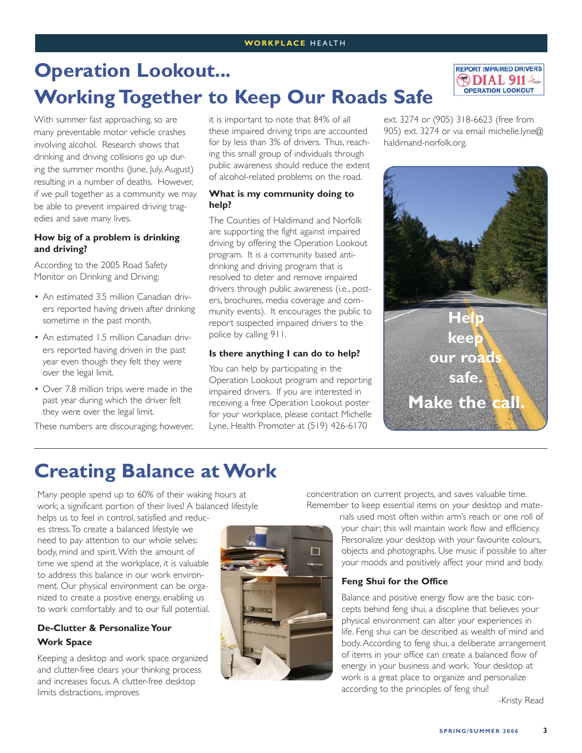# Operation Lookout... Working Together to Keep Our Roads Safe

With summer fast approaching, so are many preventable motor vehicle crashes involving alcohol. Research shows that drinking and driving collisions go up during the summer months (June, July, August) resulting in a number of deaths. However, if we pull together as a community we may be able to prevent impaired driving tragedies and save many lives.

### How big of a problem is drinking and driving?

According to the 2005 Road Safety Monitor on Drinking and Driving:

- An estimated 3.5 million Canadian drivers reported having driven after drinking sometime in the past month.
- An estimated 1.5 million Canadian drivers reported having driven in the past year even though they felt they were over the legal limit.
- Over 7.8 million trips were made in the past year during which the driver felt they were over the legal limit.

These numbers are discouraging; however, it is important to note that 84% of all these impaired driving trips are accounted for by less than 3% of drivers. Thus, reaching this small group of individuals through public awareness should reduce the extent of alcohol-related problems on the road.

### What is my community doing to help?

The Counties of Haldimand and Norfolk are supporting the fight against impaired driving by offering the Operation Lookout program. It is a community based anti-drinking and driving program that is resolved to deter and remove impaired drivers through public awareness (i.e., posters, brochures, media coverage and community events). It encourages the public to report suspected impaired drivers to the police by calling 911.

### Is there anything I can do to help?

You can help by participating in the Operation Lookout program and reporting impaired drivers. If you are interested in receiving a free Operation Lookout poster for your workplace, please contact Michelle Lyne, Health Promoter at (519) 426-6170 ext. 3274 or (905) 318-6623 (free from 905) ext. 3274 or via email michelle.lyne@haldimand-norfolk.org.

# Creating Balance at Work

Many people spend up to 60% of their waking hours at work; a significant portion of their lives! A balanced lifestyle helps us to feel in control, satisfied and reduces stress. To create a balanced lifestyle we need to pay attention to our whole selves: body, mind and spirit. With the amount of time we spend at the workplace, it is valuable to address this balance in our work environment. Our physical environment can be organized to create a positive energy, enabling us to work comfortably and to our full potential.

### De-Clutter & Personalize Your Work Space

Keeping a desktop and work space organized and clutter-free clears your thinking process and increases focus. A clutter-free desktop limits distractions, improves concentration on current projects, and saves valuable time. Remember to keep essential items on your desktop and materials used most often within arm's reach or one roll of your chair; this will maintain work flow and efficiency. Personalize your desktop with your favourite colours, objects and photographs. Use music if possible to alter your moods and positively affect your mind and body.

### Feng Shui for the Office

Balance and positive energy flow are the basic concepts behind feng shui, a discipline that believes your physical environment can alter your experiences in life. Feng shui can be described as wealth of mind and body. According to feng shui, a deliberate arrangement of items in your office can create a balanced flow of energy in your business and work. Your desktop at work is a great place to organize and personalize according to the principles of feng shui!

-Kristy Read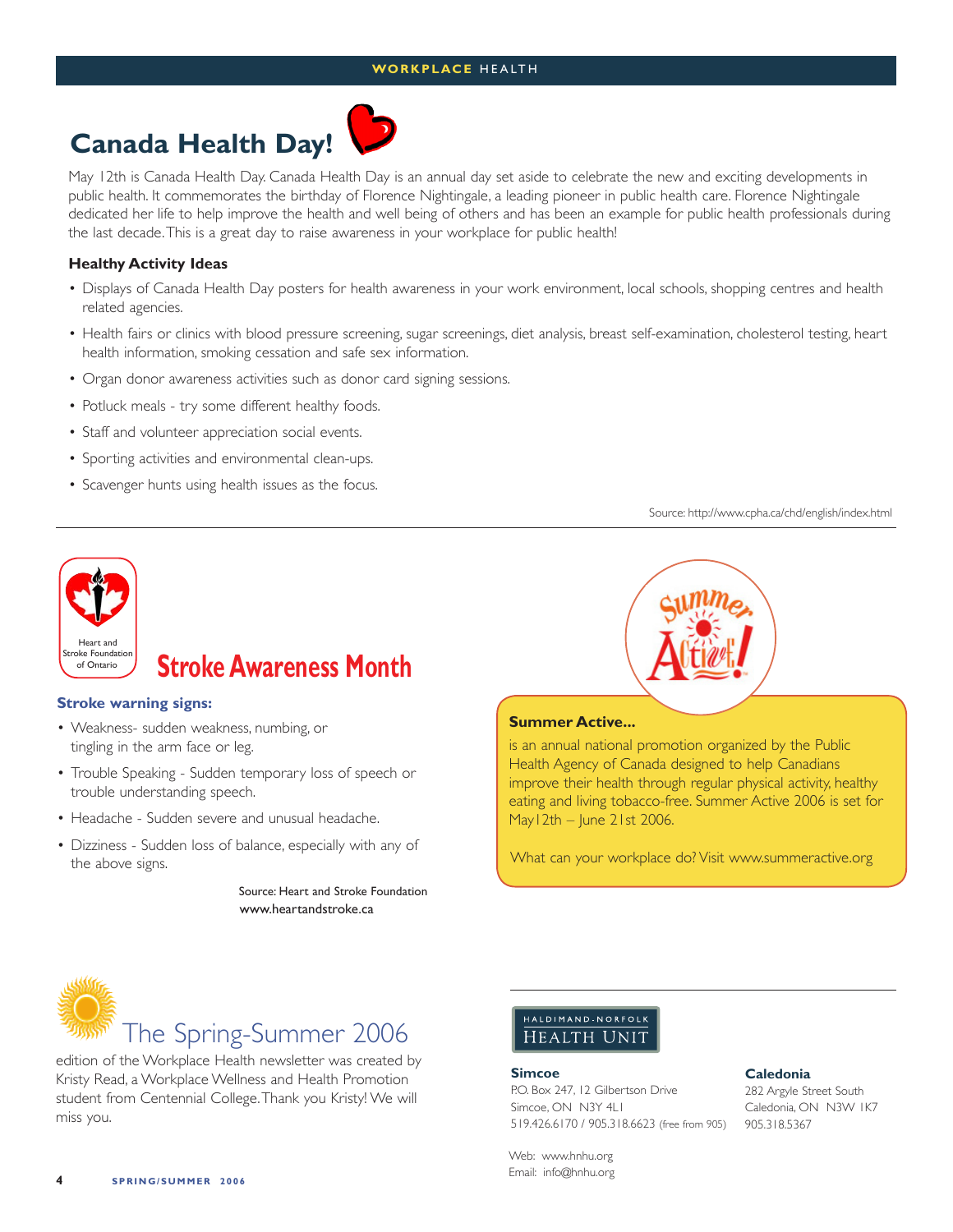# Canada Health Day!

May 12th is Canada Health Day. Canada Health Day is an annual day set aside to celebrate the new and exciting developments in public health. It commemorates the birthday of Florence Nightingale, a leading pioneer in public health care. Florence Nightingale dedicated her life to help improve the health and well being of others and has been an example for public health professionals during the last decade. This is a great day to raise awareness in your workplace for public health!

### Healthy Activity Ideas

- Displays of Canada Health Day posters for health awareness in your work environment, local schools, shopping centres and health related agencies.
- Health fairs or clinics with blood pressure screening, sugar screenings, diet analysis, breast self-examination, cholesterol testing, heart health information, smoking cessation and safe sex information.
- Organ donor awareness activities such as donor card signing sessions.
- Potluck meals - try some different healthy foods.
- Staff and volunteer appreciation social events.
- Sporting activities and environmental clean-ups.
- Scavenger hunts using health issues as the focus.

Source: http://www.cpha.ca/chd/english/index.html

Heart and Stroke Foundation of Ontario

# Stroke Awareness Month

### Stroke warning signs:

- Weakness- sudden weakness, numbing, or tingling in the arm face or leg.
- Trouble Speaking - Sudden temporary loss of speech or trouble understanding speech.
- Headache - Sudden severe and unusual headache.
- Dizziness - Sudden loss of balance, especially with any of the above signs.

Source: Heart and Stroke Foundation
www.heartandstroke.ca

Summer Active!

**Summer Active...**

is an annual national promotion organized by the Public Health Agency of Canada designed to help Canadians improve their health through regular physical activity, healthy eating and living tobacco-free. Summer Active 2006 is set for May12th – June 21st 2006.

What can your workplace do? Visit www.summeractive.org

## The Spring-Summer 2006

edition of the Workplace Health newsletter was created by Kristy Read, a Workplace Wellness and Health Promotion student from Centennial College. Thank you Kristy! We will miss you.

HALDIMAND-NORFOLK HEALTH UNIT

**Simcoe**
P.O. Box 247, 12 Gilbertson Drive
Simcoe, ON N3Y 4L1
519.426.6170 / 905.318.6623 (free from 905)

**Caledonia**
282 Argyle Street South
Caledonia, ON N3W 1K7
905.318.5367

Web: www.hnhu.org
Email: info@hnhu.org